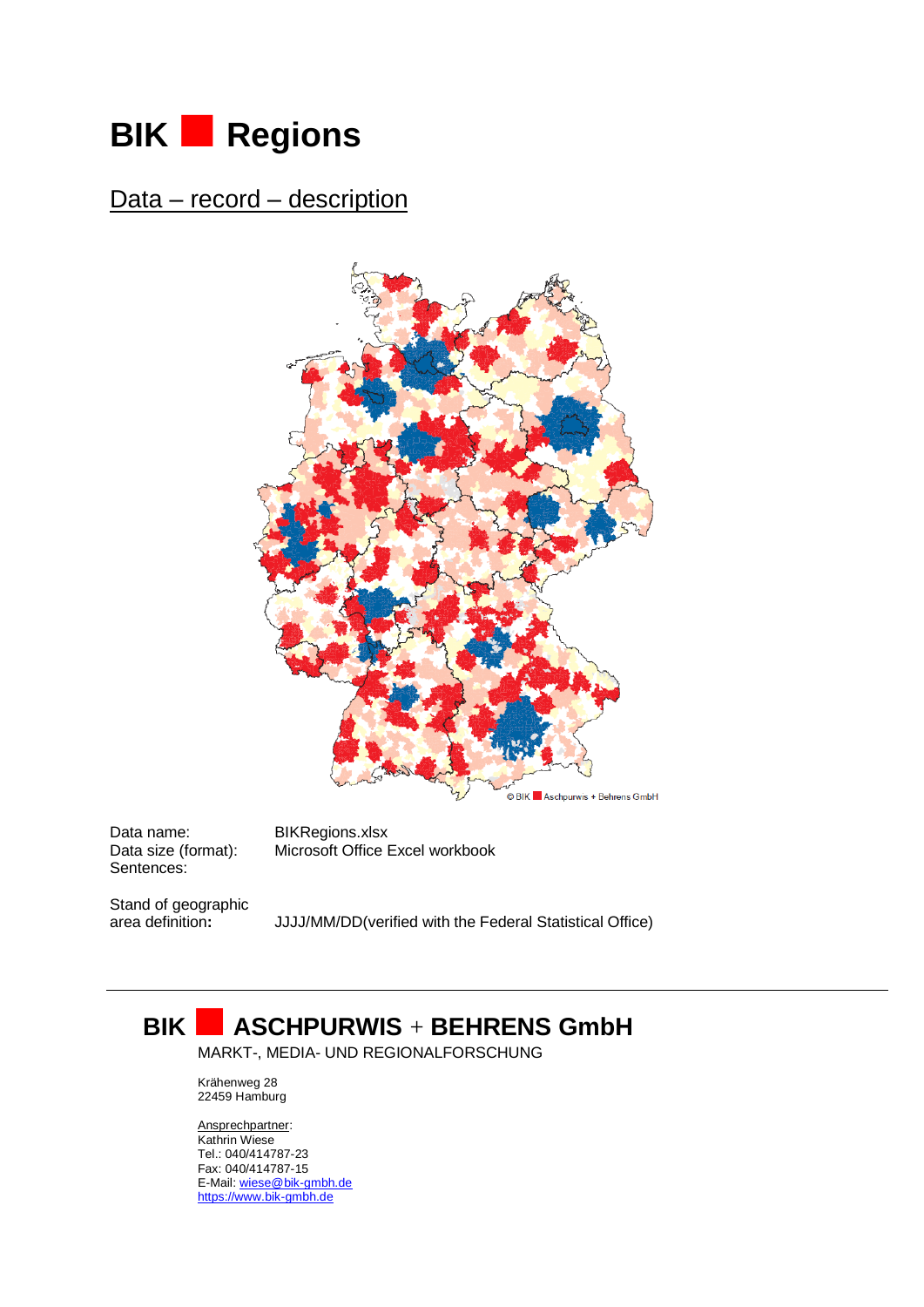# BIK ■ Regions

## Data – record – description

© BIK ■ Aschpurwis + Behrens GmbH

Data name: BIKRegions.xlsx
Data size (format): Microsoft Office Excel workbook
Sentences:

Stand of geographic area definition: JJJJ/MM/DD(verified with the Federal Statistical Office)

---

**BIK ■ ASCHPURWIS + BEHRENS GmbH**

MARKT-, MEDIA- UND REGIONALFORSCHUNG

Krähenweg 28
22459 Hamburg

Ansprechpartner:
Kathrin Wiese
Tel.: 040/414787-23
Fax: 040/414787-15
E-Mail: wiese@bik-gmbh.de
https://www.bik-gmbh.de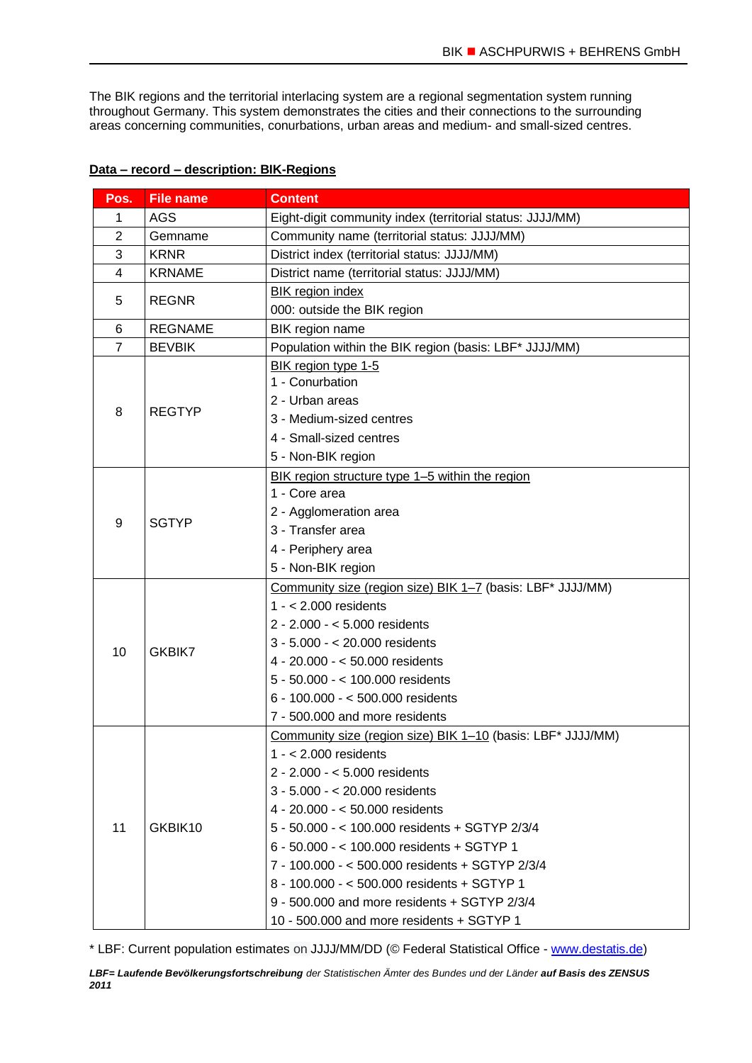The BIK regions and the territorial interlacing system are a regional segmentation system running throughout Germany. This system demonstrates the cities and their connections to the surrounding areas concerning communities, conurbations, urban areas and medium- and small-sized centres.

**Data – record – description: BIK-Regions**

| Pos. | File name | Content |
|---|---|---|
| 1 | AGS | Eight-digit community index (territorial status: JJJJ/MM) |
| 2 | Gemname | Community name (territorial status: JJJJ/MM) |
| 3 | KRNR | District index (territorial status: JJJJ/MM) |
| 4 | KRNAME | District name (territorial status: JJJJ/MM) |
| 5 | REGNR | BIK region index<br>000: outside the BIK region |
| 6 | REGNAME | BIK region name |
| 7 | BEVBIK | Population within the BIK region (basis: LBF* JJJJ/MM) |
| 8 | REGTYP | BIK region type 1-5<br>1 - Conurbation<br>2 - Urban areas<br>3 - Medium-sized centres<br>4 - Small-sized centres<br>5 - Non-BIK region |
| 9 | SGTYP | BIK region structure type 1–5 within the region<br>1 - Core area<br>2 - Agglomeration area<br>3 - Transfer area<br>4 - Periphery area<br>5 - Non-BIK region |
| 10 | GKBIK7 | Community size (region size) BIK 1–7 (basis: LBF* JJJJ/MM)<br>1 - < 2.000 residents<br>2 - 2.000 - < 5.000 residents<br>3 - 5.000 - < 20.000 residents<br>4 - 20.000 - < 50.000 residents<br>5 - 50.000 - < 100.000 residents<br>6 - 100.000 - < 500.000 residents<br>7 - 500.000 and more residents |
| 11 | GKBIK10 | Community size (region size) BIK 1–10 (basis: LBF* JJJJ/MM)<br>1 - < 2.000 residents<br>2 - 2.000 - < 5.000 residents<br>3 - 5.000 - < 20.000 residents<br>4 - 20.000 - < 50.000 residents<br>5 - 50.000 - < 100.000 residents + SGTYP 2/3/4<br>6 - 50.000 - < 100.000 residents + SGTYP 1<br>7 - 100.000 - < 500.000 residents + SGTYP 2/3/4<br>8 - 100.000 - < 500.000 residents + SGTYP 1<br>9 - 500.000 and more residents + SGTYP 2/3/4<br>10 - 500.000 and more residents + SGTYP 1 |

* LBF: Current population estimates on JJJJ/MM/DD (© Federal Statistical Office - www.destatis.de)

***LBF= Laufende Bevölkerungsfortschreibung** der Statistischen Ämter des Bundes und der Länder **auf Basis des ZENSUS 2011***